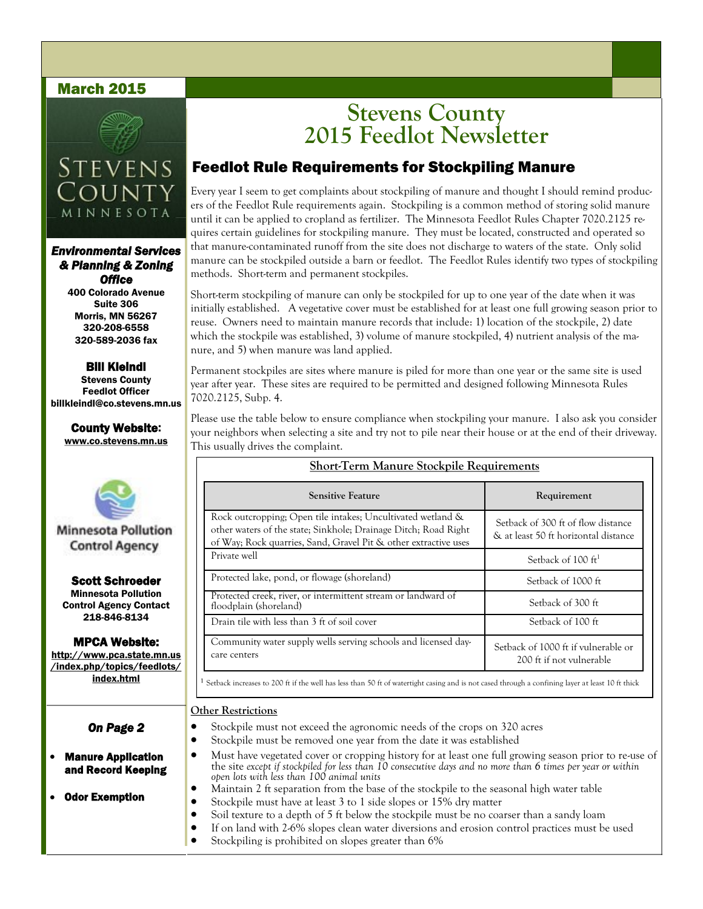March 2015

# Stevens County 2015 Feedlot Newsletter

## Feedlot Rule Requirements for Stockpiling Manure

Every year I seem to get complaints about stockpiling of manure and thought I should remind producers of the Feedlot Rule requirements again. Stockpiling is a common method of storing solid manure until it can be applied to cropland as fertilizer. The Minnesota Feedlot Rules Chapter 7020.2125 requires certain guidelines for stockpiling manure. They must be located, constructed and operated so that manure-contaminated runoff from the site does not discharge to waters of the state. Only solid manure can be stockpiled outside a barn or feedlot. The Feedlot Rules identify two types of stockpiling methods. Short-term and permanent stockpiles.

Short-term stockpiling of manure can only be stockpiled for up to one year of the date when it was initially established. A vegetative cover must be established for at least one full growing season prior to reuse. Owners need to maintain manure records that include: 1) location of the stockpile, 2) date which the stockpile was established, 3) volume of manure stockpiled, 4) nutrient analysis of the manure, and 5) when manure was land applied.

Permanent stockpiles are sites where manure is piled for more than one year or the same site is used year after year. These sites are required to be permitted and designed following Minnesota Rules 7020.2125, Subp. 4.

Please use the table below to ensure compliance when stockpiling your manure. I also ask you consider your neighbors when selecting a site and try not to pile near their house or at the end of their driveway. This usually drives the complaint.

**Short-Term Manure Stockpile Requirements**

| Sensitive Feature | Requirement |
|---|---|
| Rock outcropping; Open tile intakes; Uncultivated wetland & other waters of the state; Sinkhole; Drainage Ditch; Road Right of Way; Rock quarries, Sand, Gravel Pit & other extractive uses | Setback of 300 ft of flow distance & at least 50 ft horizontal distance |
| Private well | Setback of 100 ft[1] |
| Protected lake, pond, or flowage (shoreland) | Setback of 1000 ft |
| Protected creek, river, or intermittent stream or landward of floodplain (shoreland) | Setback of 300 ft |
| Drain tile with less than 3 ft of soil cover | Setback of 100 ft |
| Community water supply wells serving schools and licensed day-care centers | Setback of 1000 ft if vulnerable or 200 ft if not vulnerable |

[1] Setback increases to 200 ft if the well has less than 50 ft of watertight casing and is not cased through a confining layer at least 10 ft thick

**Other Restrictions**

- Stockpile must not exceed the agronomic needs of the crops on 320 acres
- Stockpile must be removed one year from the date it was established
- Must have vegetated cover or cropping history for at least one full growing season prior to re-use of the site *except if stockpiled for less than 10 consecutive days and no more than 6 times per year or within open lots with less than 100 animal units*
- Maintain 2 ft separation from the base of the stockpile to the seasonal high water table
- Stockpile must have at least 3 to 1 side slopes or 15% dry matter
- Soil texture to a depth of 5 ft below the stockpile must be no coarser than a sandy loam
- If on land with 2-6% slopes clean water diversions and erosion control practices must be used
- Stockpiling is prohibited on slopes greater than 6%

---

STEVENS COUNTY MINNESOTA

***Environmental Services & Planning & Zoning Office***

**400 Colorado Avenue**
**Suite 306**
**Morris, MN 56267**
**320-208-6558**
**320-589-2036 fax**

**Bill Kleindl**
**Stevens County Feedlot Officer**
**billkleindl@co.stevens.mn.us**

**County Website:**
www.co.stevens.mn.us

Minnesota Pollution Control Agency

**Scott Schroeder**
**Minnesota Pollution Control Agency Contact**
**218-846-8134**

**MPCA Website:**
http://www.pca.state.mn.us/index.php/topics/feedlots/index.html

***On Page 2***

- **Manure Application and Record Keeping**
- **Odor Exemption**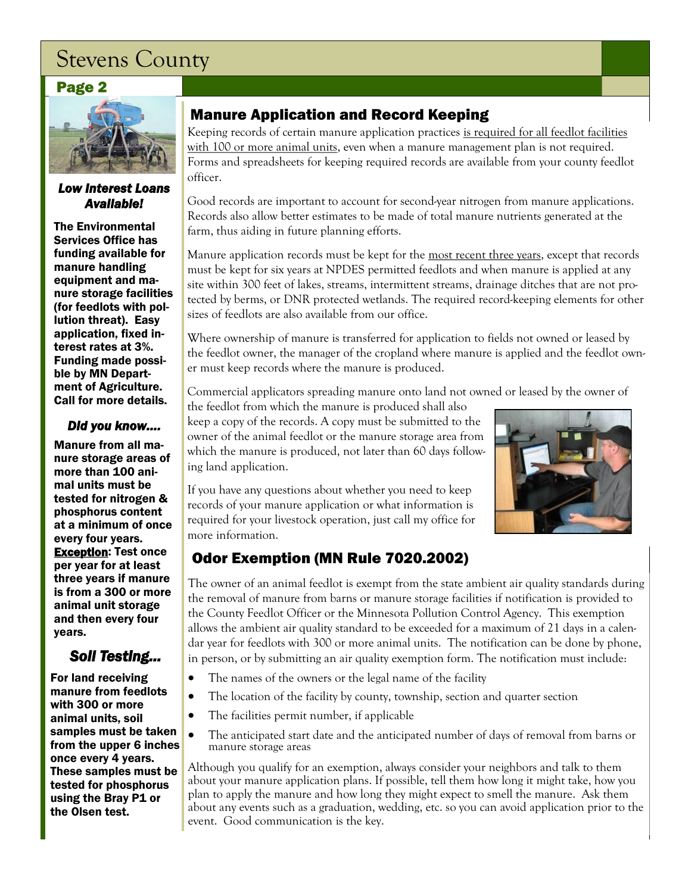## Low Interest Loans Available!

**The Environmental Services Office has funding available for manure handling equipment and manure storage facilities (for feedlots with pollution threat). Easy application, fixed interest rates at 3%. Funding made possible by MN Department of Agriculture. Call for more details.**

### *Did you know....*

**Manure from all manure storage areas of more than 100 animal units must be tested for nitrogen & phosphorus content at a minimum of once every four years. Exception: Test once per year for at least three years if manure is from a 300 or more animal unit storage and then every four years.**

### *Soil Testing...*

**For land receiving manure from feedlots with 300 or more animal units, soil samples must be taken from the upper 6 inches once every 4 years. These samples must be tested for phosphorus using the Bray P1 or the Olsen test.**

## Manure Application and Record Keeping

Keeping records of certain manure application practices is required for all feedlot facilities with 100 or more animal units, even when a manure management plan is not required. Forms and spreadsheets for keeping required records are available from your county feedlot officer.

Good records are important to account for second-year nitrogen from manure applications. Records also allow better estimates to be made of total manure nutrients generated at the farm, thus aiding in future planning efforts.

Manure application records must be kept for the most recent three years, except that records must be kept for six years at NPDES permitted feedlots and when manure is applied at any site within 300 feet of lakes, streams, intermittent streams, drainage ditches that are not protected by berms, or DNR protected wetlands. The required record-keeping elements for other sizes of feedlots are also available from our office.

Where ownership of manure is transferred for application to fields not owned or leased by the feedlot owner, the manager of the cropland where manure is applied and the feedlot owner must keep records where the manure is produced.

Commercial applicators spreading manure onto land not owned or leased by the owner of the feedlot from which the manure is produced shall also keep a copy of the records. A copy must be submitted to the owner of the animal feedlot or the manure storage area from which the manure is produced, not later than 60 days following land application.

If you have any questions about whether you need to keep records of your manure application or what information is required for your livestock operation, just call my office for more information.

## Odor Exemption (MN Rule 7020.2002)

The owner of an animal feedlot is exempt from the state ambient air quality standards during the removal of manure from barns or manure storage facilities if notification is provided to the County Feedlot Officer or the Minnesota Pollution Control Agency. This exemption allows the ambient air quality standard to be exceeded for a maximum of 21 days in a calendar year for feedlots with 300 or more animal units. The notification can be done by phone, in person, or by submitting an air quality exemption form. The notification must include:

- The names of the owners or the legal name of the facility
- The location of the facility by county, township, section and quarter section
- The facilities permit number, if applicable
- The anticipated start date and the anticipated number of days of removal from barns or manure storage areas

Although you qualify for an exemption, always consider your neighbors and talk to them about your manure application plans. If possible, tell them how long it might take, how you plan to apply the manure and how long they might expect to smell the manure. Ask them about any events such as a graduation, wedding, etc. so you can avoid application prior to the event. Good communication is the key.